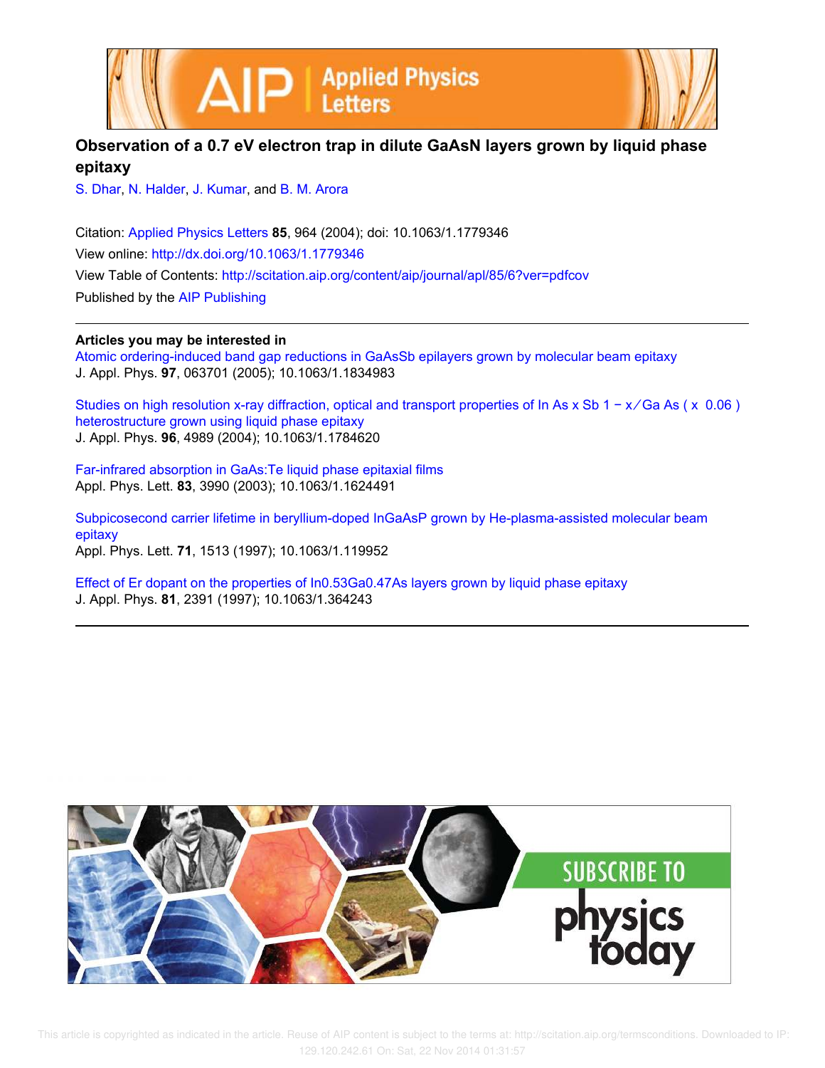# Observation of a 0.7 eV electron trap in dilute GaAsN layers grown by liquid phase epitaxy

S. Dhar, N. Halder, J. Kumar, and B. M. Arora

Citation: Applied Physics Letters **85**, 964 (2004); doi: 10.1063/1.1779346

View online: http://dx.doi.org/10.1063/1.1779346

View Table of Contents: http://scitation.aip.org/content/aip/journal/apl/85/6?ver=pdfcov

Published by the AIP Publishing

## Articles you may be interested in

Atomic ordering-induced band gap reductions in GaAsSb epilayers grown by molecular beam epitaxy
J. Appl. Phys. **97**, 063701 (2005); 10.1063/1.1834983

Studies on high resolution x-ray diffraction, optical and transport properties of In As x Sb 1 − x ⁄ Ga As ( x 0.06 ) heterostructure grown using liquid phase epitaxy
J. Appl. Phys. **96**, 4989 (2004); 10.1063/1.1784620

Far-infrared absorption in GaAs:Te liquid phase epitaxial films
Appl. Phys. Lett. **83**, 3990 (2003); 10.1063/1.1624491

Subpicosecond carrier lifetime in beryllium-doped InGaAsP grown by He-plasma-assisted molecular beam epitaxy
Appl. Phys. Lett. **71**, 1513 (1997); 10.1063/1.119952

Effect of Er dopant on the properties of In0.53Ga0.47As layers grown by liquid phase epitaxy
J. Appl. Phys. **81**, 2391 (1997); 10.1063/1.364243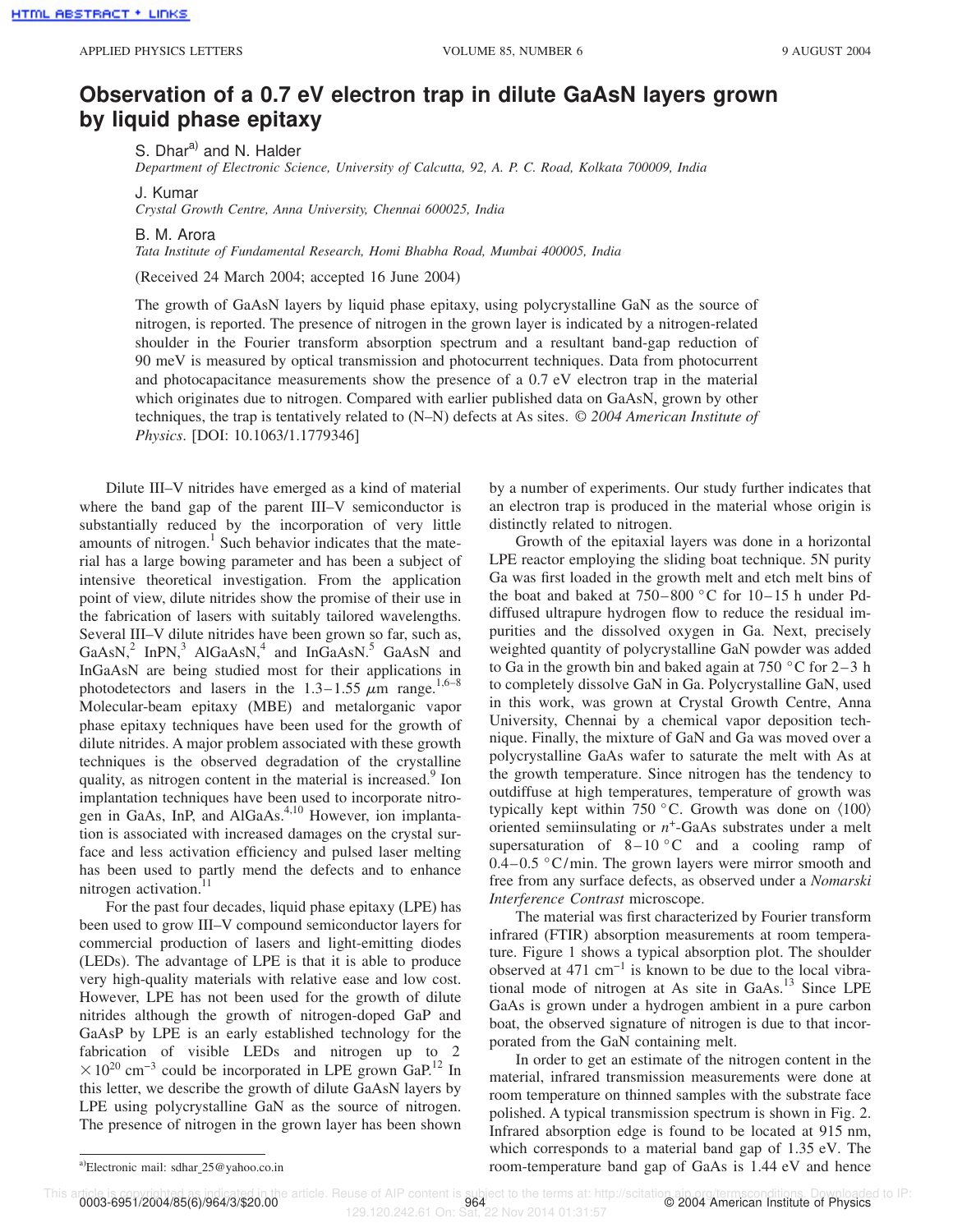# Observation of a 0.7 eV electron trap in dilute GaAsN layers grown by liquid phase epitaxy

S. Dhar[a)] and N. Halder
*Department of Electronic Science, University of Calcutta, 92, A. P. C. Road, Kolkata 700009, India*

J. Kumar
*Crystal Growth Centre, Anna University, Chennai 600025, India*

B. M. Arora
*Tata Institute of Fundamental Research, Homi Bhabha Road, Mumbai 400005, India*

(Received 24 March 2004; accepted 16 June 2004)

The growth of GaAsN layers by liquid phase epitaxy, using polycrystalline GaN as the source of nitrogen, is reported. The presence of nitrogen in the grown layer is indicated by a nitrogen-related shoulder in the Fourier transform absorption spectrum and a resultant band-gap reduction of 90 meV is measured by optical transmission and photocurrent techniques. Data from photocurrent and photocapacitance measurements show the presence of a 0.7 eV electron trap in the material which originates due to nitrogen. Compared with earlier published data on GaAsN, grown by other techniques, the trap is tentatively related to (N–N) defects at As sites. *© 2004 American Institute of Physics*. [DOI: 10.1063/1.1779346]

Dilute III–V nitrides have emerged as a kind of material where the band gap of the parent III–V semiconductor is substantially reduced by the incorporation of very little amounts of nitrogen.[1] Such behavior indicates that the material has a large bowing parameter and has been a subject of intensive theoretical investigation. From the application point of view, dilute nitrides show the promise of their use in the fabrication of lasers with suitably tailored wavelengths. Several III–V dilute nitrides have been grown so far, such as, GaAsN,[2] InPN,[3] AlGaAsN,[4] and InGaAsN.[5] GaAsN and InGaAsN are being studied most for their applications in photodetectors and lasers in the 1.3–1.55 $\mu$m range.[1,6–8] Molecular-beam epitaxy (MBE) and metalorganic vapor phase epitaxy techniques have been used for the growth of dilute nitrides. A major problem associated with these growth techniques is the observed degradation of the crystalline quality, as nitrogen content in the material is increased.[9] Ion implantation techniques have been used to incorporate nitrogen in GaAs, InP, and AlGaAs.[4,10] However, ion implantation is associated with increased damages on the crystal surface and less activation efficiency and pulsed laser melting has been used to partly mend the defects and to enhance nitrogen activation.[11]

For the past four decades, liquid phase epitaxy (LPE) has been used to grow III–V compound semiconductor layers for commercial production of lasers and light-emitting diodes (LEDs). The advantage of LPE is that it is able to produce very high-quality materials with relative ease and low cost. However, LPE has not been used for the growth of dilute nitrides although the growth of nitrogen-doped GaP and GaAsP by LPE is an early established technology for the fabrication of visible LEDs and nitrogen up to $2 \times 10^{20}$ cm$^{-3}$ could be incorporated in LPE grown GaP.[12] In this letter, we describe the growth of dilute GaAsN layers by LPE using polycrystalline GaN as the source of nitrogen. The presence of nitrogen in the grown layer has been shown by a number of experiments. Our study further indicates that an electron trap is produced in the material whose origin is distinctly related to nitrogen.

Growth of the epitaxial layers was done in a horizontal LPE reactor employing the sliding boat technique. 5N purity Ga was first loaded in the growth melt and etch melt bins of the boat and baked at 750–800 °C for 10–15 h under Pd-diffused ultrapure hydrogen flow to reduce the residual impurities and the dissolved oxygen in Ga. Next, precisely weighted quantity of polycrystalline GaN powder was added to Ga in the growth bin and baked again at 750 °C for 2–3 h to completely dissolve GaN in Ga. Polycrystalline GaN, used in this work, was grown at Crystal Growth Centre, Anna University, Chennai by a chemical vapor deposition technique. Finally, the mixture of GaN and Ga was moved over a polycrystalline GaAs wafer to saturate the melt with As at the growth temperature. Since nitrogen has the tendency to outdiffuse at high temperatures, temperature of growth was typically kept within 750 °C. Growth was done on ⟨100⟩ oriented semiinsulating or $n^+$-GaAs substrates under a melt supersaturation of 8–10 °C and a cooling ramp of 0.4–0.5 °C/min. The grown layers were mirror smooth and free from any surface defects, as observed under a *Nomarski Interference Contrast* microscope.

The material was first characterized by Fourier transform infrared (FTIR) absorption measurements at room temperature. Figure 1 shows a typical absorption plot. The shoulder observed at 471 cm$^{-1}$ is known to be due to the local vibrational mode of nitrogen at As site in GaAs.[13] Since LPE GaAs is grown under a hydrogen ambient in a pure carbon boat, the observed signature of nitrogen is due to that incorporated from the GaN containing melt.

In order to get an estimate of the nitrogen content in the material, infrared transmission measurements were done at room temperature on thinned samples with the substrate face polished. A typical transmission spectrum is shown in Fig. 2. Infrared absorption edge is found to be located at 915 nm, which corresponds to a material band gap of 1.35 eV. The room-temperature band gap of GaAs is 1.44 eV and hence

[a)]Electronic mail: sdhar_25@yahoo.co.in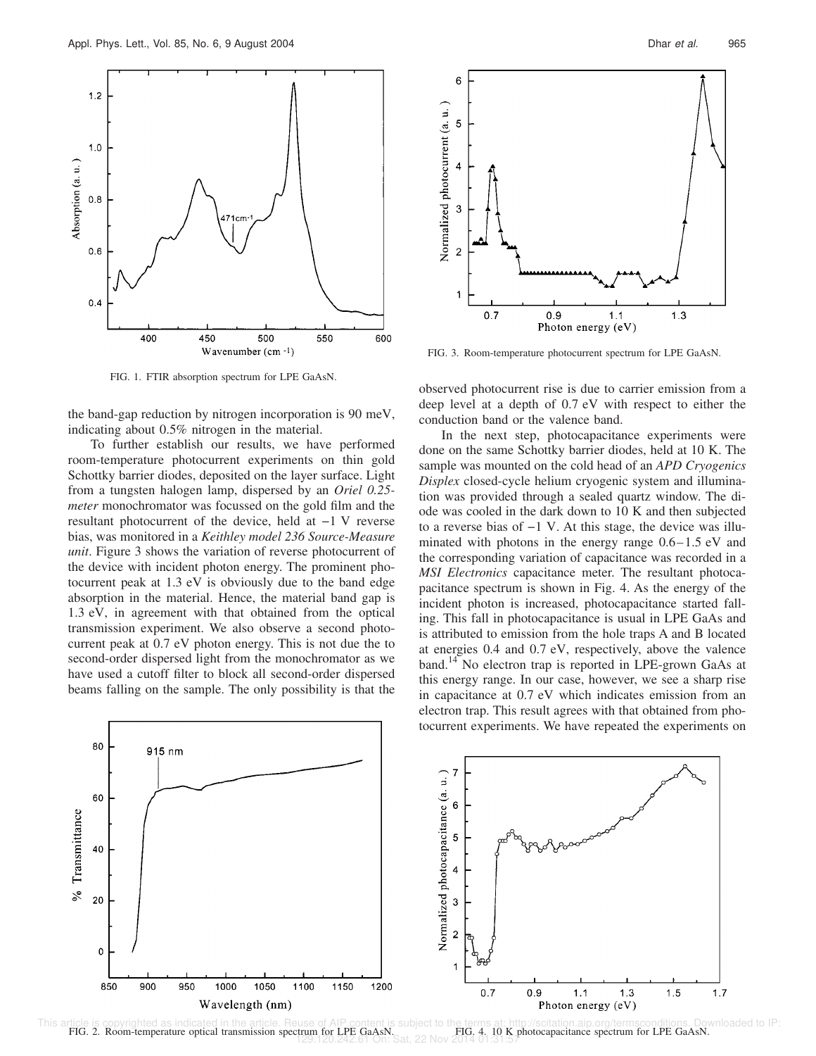FIG. 1. FTIR absorption spectrum for LPE GaAsN.

the band-gap reduction by nitrogen incorporation is 90 meV, indicating about 0.5% nitrogen in the material.

To further establish our results, we have performed room-temperature photocurrent experiments on thin gold Schottky barrier diodes, deposited on the layer surface. Light from a tungsten halogen lamp, dispersed by an *Oriel 0.25-meter* monochromator was focussed on the gold film and the resultant photocurrent of the device, held at −1 V reverse bias, was monitored in a *Keithley model 236 Source-Measure unit*. Figure 3 shows the variation of reverse photocurrent of the device with incident photon energy. The prominent photocurrent peak at 1.3 eV is obviously due to the band edge absorption in the material. Hence, the material band gap is 1.3 eV, in agreement with that obtained from the optical transmission experiment. We also observe a second photocurrent peak at 0.7 eV photon energy. This is not due the to second-order dispersed light from the monochromator as we have used a cutoff filter to block all second-order dispersed beams falling on the sample. The only possibility is that the observed photocurrent rise is due to carrier emission from a deep level at a depth of 0.7 eV with respect to either the conduction band or the valence band.

In the next step, photocapacitance experiments were done on the same Schottky barrier diodes, held at 10 K. The sample was mounted on the cold head of an *APD Cryogenics Displex* closed-cycle helium cryogenic system and illumination was provided through a sealed quartz window. The diode was cooled in the dark down to 10 K and then subjected to a reverse bias of −1 V. At this stage, the device was illuminated with photons in the energy range 0.6–1.5 eV and the corresponding variation of capacitance was recorded in a *MSI Electronics* capacitance meter. The resultant photocapacitance spectrum is shown in Fig. 4. As the energy of the incident photon is increased, photocapacitance started falling. This fall in photocapacitance is usual in LPE GaAs and is attributed to emission from the hole traps A and B located at energies 0.4 and 0.7 eV, respectively, above the valence band.[14] No electron trap is reported in LPE-grown GaAs at this energy range. In our case, however, we see a sharp rise in capacitance at 0.7 eV which indicates emission from an electron trap. This result agrees with that obtained from photocurrent experiments. We have repeated the experiments on

FIG. 3. Room-temperature photocurrent spectrum for LPE GaAsN.

FIG. 2. Room-temperature optical transmission spectrum for LPE GaAsN.

FIG. 4. 10 K photocapacitance spectrum for LPE GaAsN.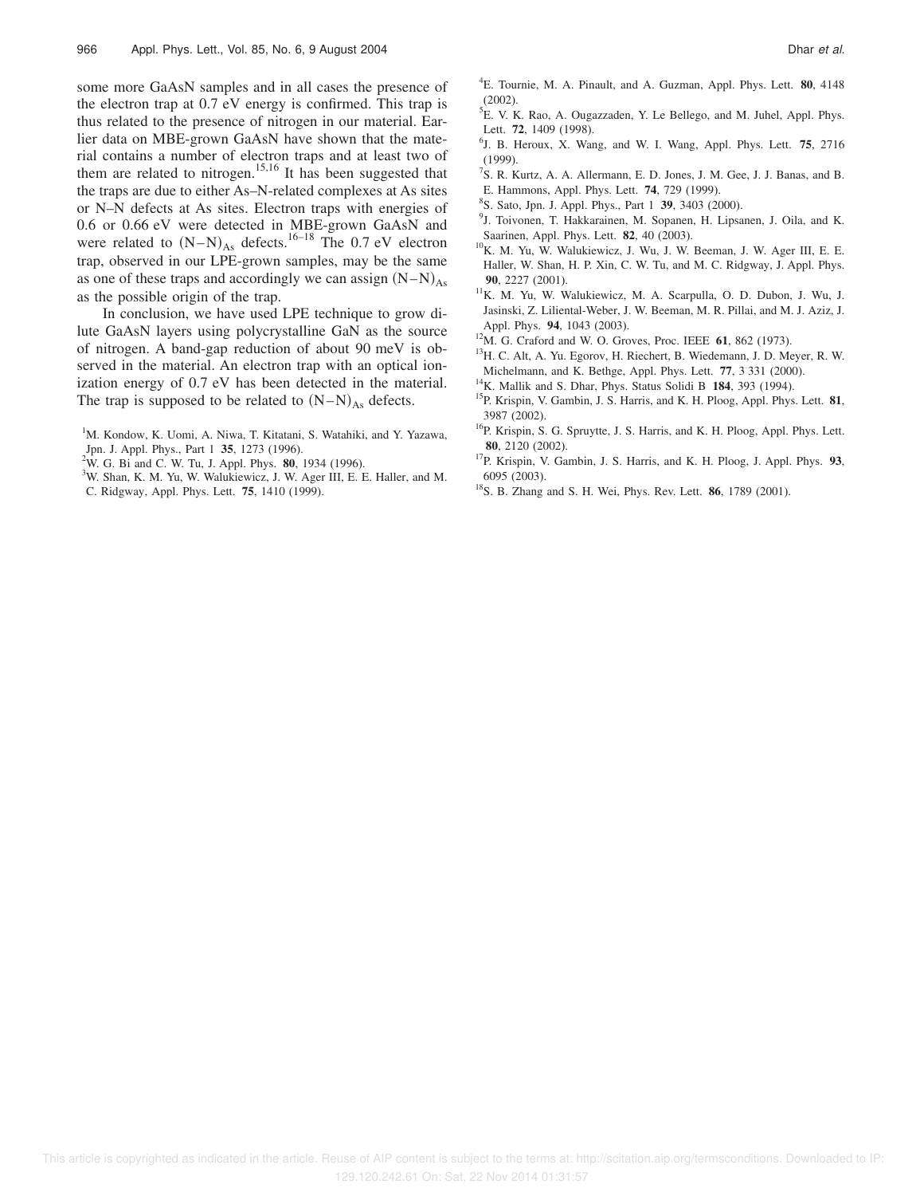some more GaAsN samples and in all cases the presence of the electron trap at 0.7 eV energy is confirmed. This trap is thus related to the presence of nitrogen in our material. Earlier data on MBE-grown GaAsN have shown that the material contains a number of electron traps and at least two of them are related to nitrogen.[15,16] It has been suggested that the traps are due to either As–N-related complexes at As sites or N–N defects at As sites. Electron traps with energies of 0.6 or 0.66 eV were detected in MBE-grown GaAsN and were related to $(N-N)_{As}$ defects.[16–18] The 0.7 eV electron trap, observed in our LPE-grown samples, may be the same as one of these traps and accordingly we can assign $(N-N)_{As}$ as the possible origin of the trap.

In conclusion, we have used LPE technique to grow dilute GaAsN layers using polycrystalline GaN as the source of nitrogen. A band-gap reduction of about 90 meV is observed in the material. An electron trap with an optical ionization energy of 0.7 eV has been detected in the material. The trap is supposed to be related to $(N-N)_{As}$ defects.

[1] M. Kondow, K. Uomi, A. Niwa, T. Kitatani, S. Watahiki, and Y. Yazawa, Jpn. J. Appl. Phys., Part 1 **35**, 1273 (1996).
[2] W. G. Bi and C. W. Tu, J. Appl. Phys. **80**, 1934 (1996).
[3] W. Shan, K. M. Yu, W. Walukiewicz, J. W. Ager III, E. E. Haller, and M. C. Ridgway, Appl. Phys. Lett. **75**, 1410 (1999).
[4] E. Tournie, M. A. Pinault, and A. Guzman, Appl. Phys. Lett. **80**, 4148 (2002).
[5] E. V. K. Rao, A. Ougazzaden, Y. Le Bellego, and M. Juhel, Appl. Phys. Lett. **72**, 1409 (1998).
[6] J. B. Heroux, X. Wang, and W. I. Wang, Appl. Phys. Lett. **75**, 2716 (1999).
[7] S. R. Kurtz, A. A. Allermann, E. D. Jones, J. M. Gee, J. J. Banas, and B. E. Hammons, Appl. Phys. Lett. **74**, 729 (1999).
[8] S. Sato, Jpn. J. Appl. Phys., Part 1 **39**, 3403 (2000).
[9] J. Toivonen, T. Hakkarainen, M. Sopanen, H. Lipsanen, J. Oila, and K. Saarinen, Appl. Phys. Lett. **82**, 40 (2003).
[10] K. M. Yu, W. Walukiewicz, J. Wu, J. W. Beeman, J. W. Ager III, E. E. Haller, W. Shan, H. P. Xin, C. W. Tu, and M. C. Ridgway, J. Appl. Phys. **90**, 2227 (2001).
[11] K. M. Yu, W. Walukiewicz, M. A. Scarpulla, O. D. Dubon, J. Wu, J. Jasinski, Z. Liliental-Weber, J. W. Beeman, M. R. Pillai, and M. J. Aziz, J. Appl. Phys. **94**, 1043 (2003).
[12] M. G. Craford and W. O. Groves, Proc. IEEE **61**, 862 (1973).
[13] H. C. Alt, A. Yu. Egorov, H. Riechert, B. Wiedemann, J. D. Meyer, R. W. Michelmann, and K. Bethge, Appl. Phys. Lett. **77**, 3 331 (2000).
[14] K. Mallik and S. Dhar, Phys. Status Solidi B **184**, 393 (1994).
[15] P. Krispin, V. Gambin, J. S. Harris, and K. H. Ploog, Appl. Phys. Lett. **81**, 3987 (2002).
[16] P. Krispin, S. G. Spruytte, J. S. Harris, and K. H. Ploog, Appl. Phys. Lett. **80**, 2120 (2002).
[17] P. Krispin, V. Gambin, J. S. Harris, and K. H. Ploog, J. Appl. Phys. **93**, 6095 (2003).
[18] S. B. Zhang and S. H. Wei, Phys. Rev. Lett. **86**, 1789 (2001).